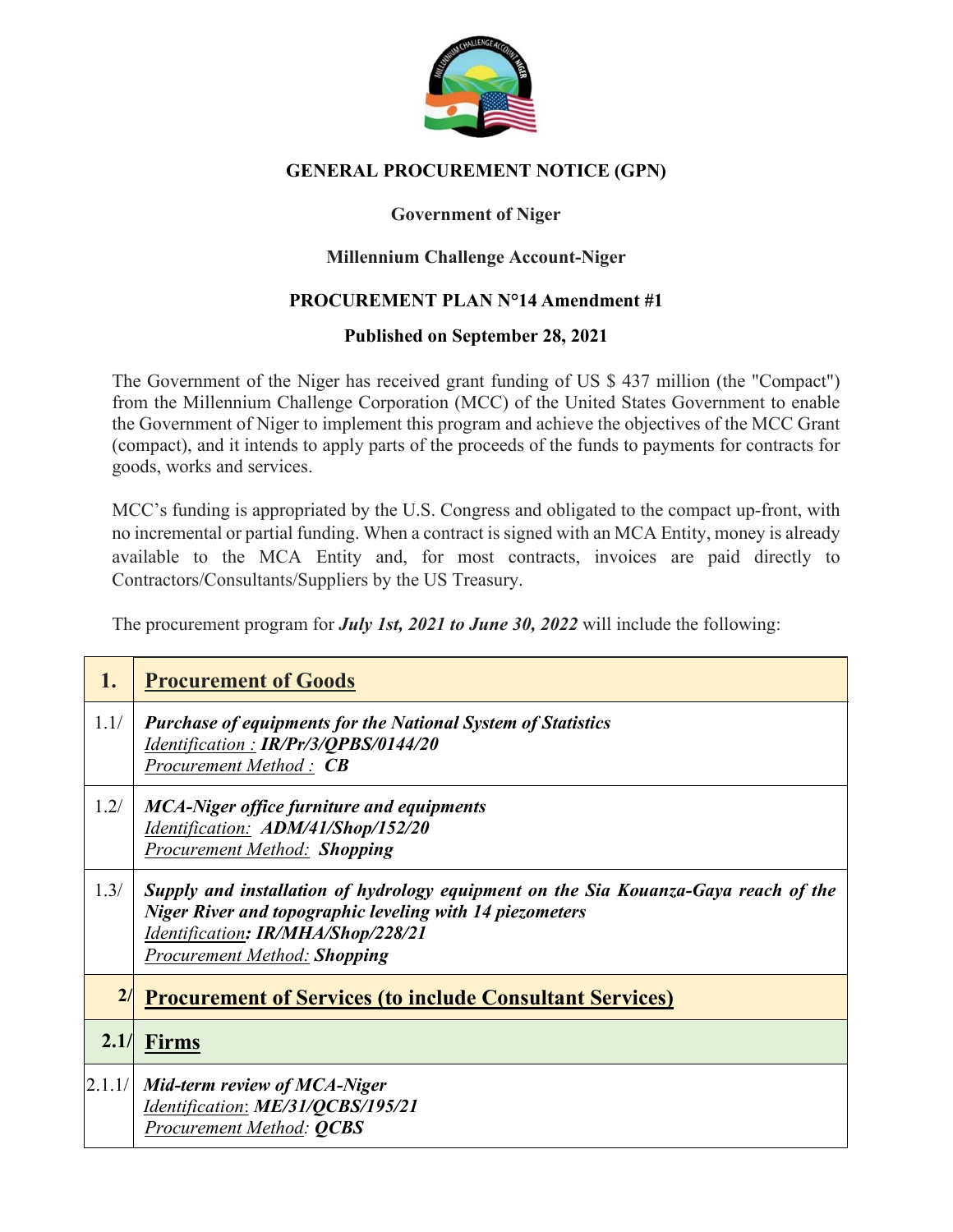**GENERAL PROCUREMENT NOTICE (GPN)**

**Government of Niger**

**Millennium Challenge Account-Niger**

**PROCUREMENT PLAN N°14 Amendment #1**

**Published on September 28, 2021**

The Government of the Niger has received grant funding of US $ 437 million (the "Compact") from the Millennium Challenge Corporation (MCC) of the United States Government to enable the Government of Niger to implement this program and achieve the objectives of the MCC Grant (compact), and it intends to apply parts of the proceeds of the funds to payments for contracts for goods, works and services.

MCC's funding is appropriated by the U.S. Congress and obligated to the compact up-front, with no incremental or partial funding. When a contract is signed with an MCA Entity, money is already available to the MCA Entity and, for most contracts, invoices are paid directly to Contractors/Consultants/Suppliers by the US Treasury.

The procurement program for ***July 1st, 2021 to June 30, 2022*** will include the following:

| | |
|---|---|
| **1.** | **Procurement of Goods** |
| 1.1/ | ***Purchase of equipments for the National System of Statistics***<br>*Identification :* ***IR/Pr/3/QPBS/0144/20***<br>*Procurement Method :* ***CB*** |
| 1.2/ | ***MCA-Niger office furniture and equipments***<br>*Identification:* ***ADM/41/Shop/152/20***<br>*Procurement Method:* ***Shopping*** |
| 1.3/ | ***Supply and installation of hydrology equipment on the Sia Kouanza-Gaya reach of the Niger River and topographic leveling with 14 piezometers***<br>*Identification:* ***IR/MHA/Shop/228/21***<br>*Procurement Method:* ***Shopping*** |
| **2/** | **Procurement of Services (to include Consultant Services)** |
| **2.1/** | **Firms** |
| 2.1.1/ | ***Mid-term review of MCA-Niger***<br>*Identification*: ***ME/31/QCBS/195/21***<br>*Procurement Method:* ***QCBS*** |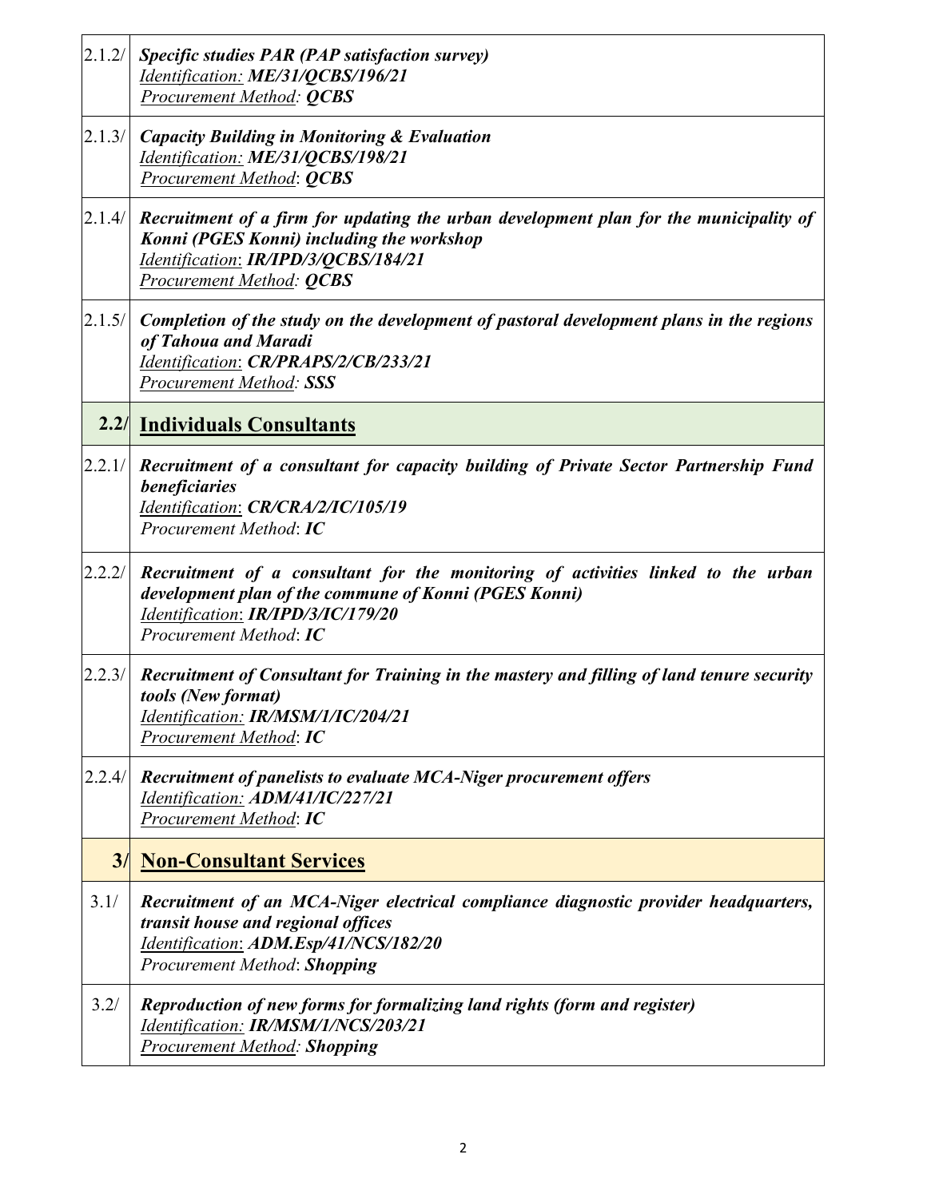| | |
|---|---|
| 2.1.2/ | ***Specific studies PAR (PAP satisfaction survey)***<br>*Identification: **ME/31/QCBS/196/21***<br>*Procurement Method: **QCBS*** |
| 2.1.3/ | ***Capacity Building in Monitoring & Evaluation***<br>*Identification: **ME/31/QCBS/198/21***<br>*Procurement Method: **QCBS*** |
| 2.1.4/ | ***Recruitment of a firm for updating the urban development plan for the municipality of Konni (PGES Konni) including the workshop***<br>*Identification: **IR/IPD/3/QCBS/184/21***<br>*Procurement Method: **QCBS*** |
| 2.1.5/ | ***Completion of the study on the development of pastoral development plans in the regions of Tahoua and Maradi***<br>*Identification: **CR/PRAPS/2/CB/233/21***<br>*Procurement Method: **SSS*** |
| **2.2/** | **Individuals Consultants** |
| 2.2.1/ | ***Recruitment of a consultant for capacity building of Private Sector Partnership Fund beneficiaries***<br>*Identification: **CR/CRA/2/IC/105/19***<br>*Procurement Method: **IC*** |
| 2.2.2/ | ***Recruitment of a consultant for the monitoring of activities linked to the urban development plan of the commune of Konni (PGES Konni)***<br>*Identification: **IR/IPD/3/IC/179/20***<br>*Procurement Method: **IC*** |
| 2.2.3/ | ***Recruitment of Consultant for Training in the mastery and filling of land tenure security tools (New format)***<br>*Identification: **IR/MSM/1/IC/204/21***<br>*Procurement Method: **IC*** |
| 2.2.4/ | ***Recruitment of panelists to evaluate MCA-Niger procurement offers***<br>*Identification: **ADM/41/IC/227/21***<br>*Procurement Method: **IC*** |
| **3/** | **Non-Consultant Services** |
| 3.1/ | ***Recruitment of an MCA-Niger electrical compliance diagnostic provider headquarters, transit house and regional offices***<br>*Identification: **ADM.Esp/41/NCS/182/20***<br>*Procurement Method: **Shopping*** |
| 3.2/ | ***Reproduction of new forms for formalizing land rights (form and register)***<br>*Identification: **IR/MSM/1/NCS/203/21***<br>*Procurement Method: **Shopping*** |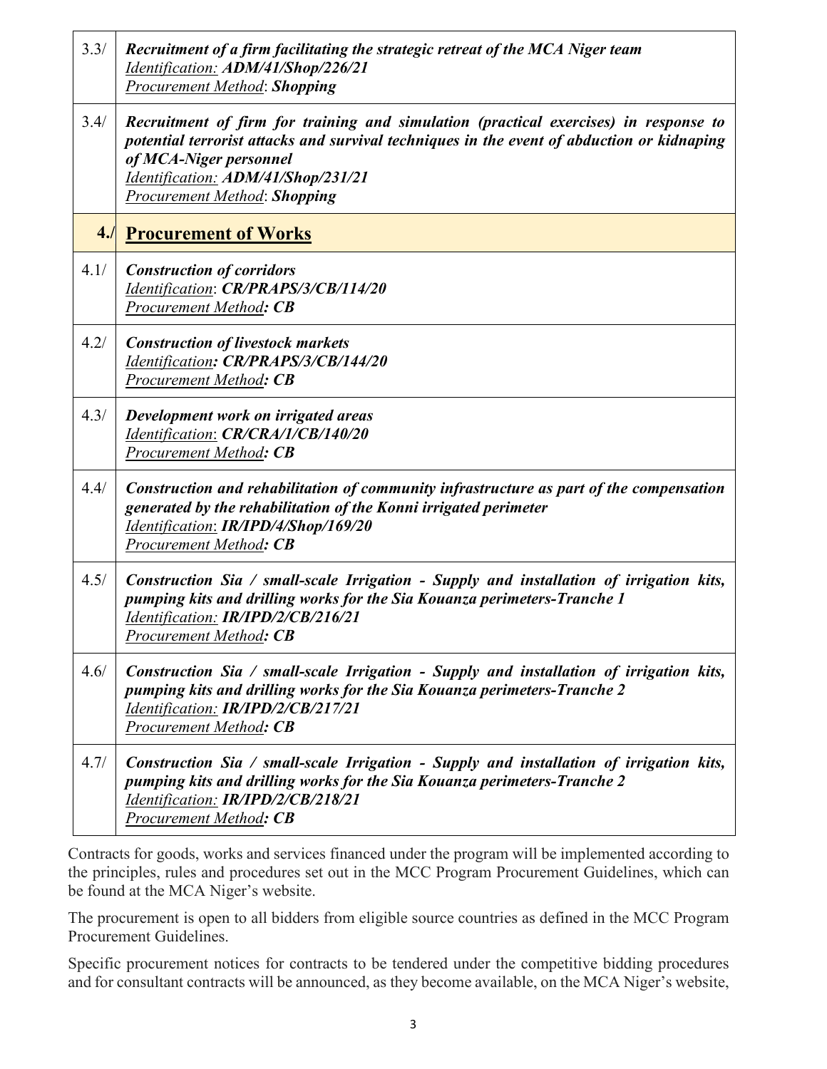| | |
|---|---|
| 3.3/ | ***Recruitment of a firm facilitating the strategic retreat of the MCA Niger team***<br>*Identification:* ***ADM/41/Shop/226/21***<br>*Procurement Method*: ***Shopping*** |
| 3.4/ | ***Recruitment of firm for training and simulation (practical exercises) in response to potential terrorist attacks and survival techniques in the event of abduction or kidnaping of MCA-Niger personnel***<br>*Identification:* ***ADM/41/Shop/231/21***<br>*Procurement Method*: ***Shopping*** |
| **4./** | **Procurement of Works** |
| 4.1/ | ***Construction of corridors***<br>*Identification*: ***CR/PRAPS/3/CB/114/20***<br>*Procurement Method*: ***CB*** |
| 4.2/ | ***Construction of livestock markets***<br>*Identification*: ***CR/PRAPS/3/CB/144/20***<br>*Procurement Method*: ***CB*** |
| 4.3/ | ***Development work on irrigated areas***<br>*Identification*: ***CR/CRA/1/CB/140/20***<br>*Procurement Method*: ***CB*** |
| 4.4/ | ***Construction and rehabilitation of community infrastructure as part of the compensation generated by the rehabilitation of the Konni irrigated perimeter***<br>*Identification*: ***IR/IPD/4/Shop/169/20***<br>*Procurement Method*: ***CB*** |
| 4.5/ | ***Construction Sia / small-scale Irrigation - Supply and installation of irrigation kits, pumping kits and drilling works for the Sia Kouanza perimeters-Tranche 1***<br>*Identification:* ***IR/IPD/2/CB/216/21***<br>*Procurement Method*: ***CB*** |
| 4.6/ | ***Construction Sia / small-scale Irrigation - Supply and installation of irrigation kits, pumping kits and drilling works for the Sia Kouanza perimeters-Tranche 2***<br>*Identification:* ***IR/IPD/2/CB/217/21***<br>*Procurement Method*: ***CB*** |
| 4.7/ | ***Construction Sia / small-scale Irrigation - Supply and installation of irrigation kits, pumping kits and drilling works for the Sia Kouanza perimeters-Tranche 2***<br>*Identification:* ***IR/IPD/2/CB/218/21***<br>*Procurement Method*: ***CB*** |

Contracts for goods, works and services financed under the program will be implemented according to the principles, rules and procedures set out in the MCC Program Procurement Guidelines, which can be found at the MCA Niger's website.

The procurement is open to all bidders from eligible source countries as defined in the MCC Program Procurement Guidelines.

Specific procurement notices for contracts to be tendered under the competitive bidding procedures and for consultant contracts will be announced, as they become available, on the MCA Niger's website,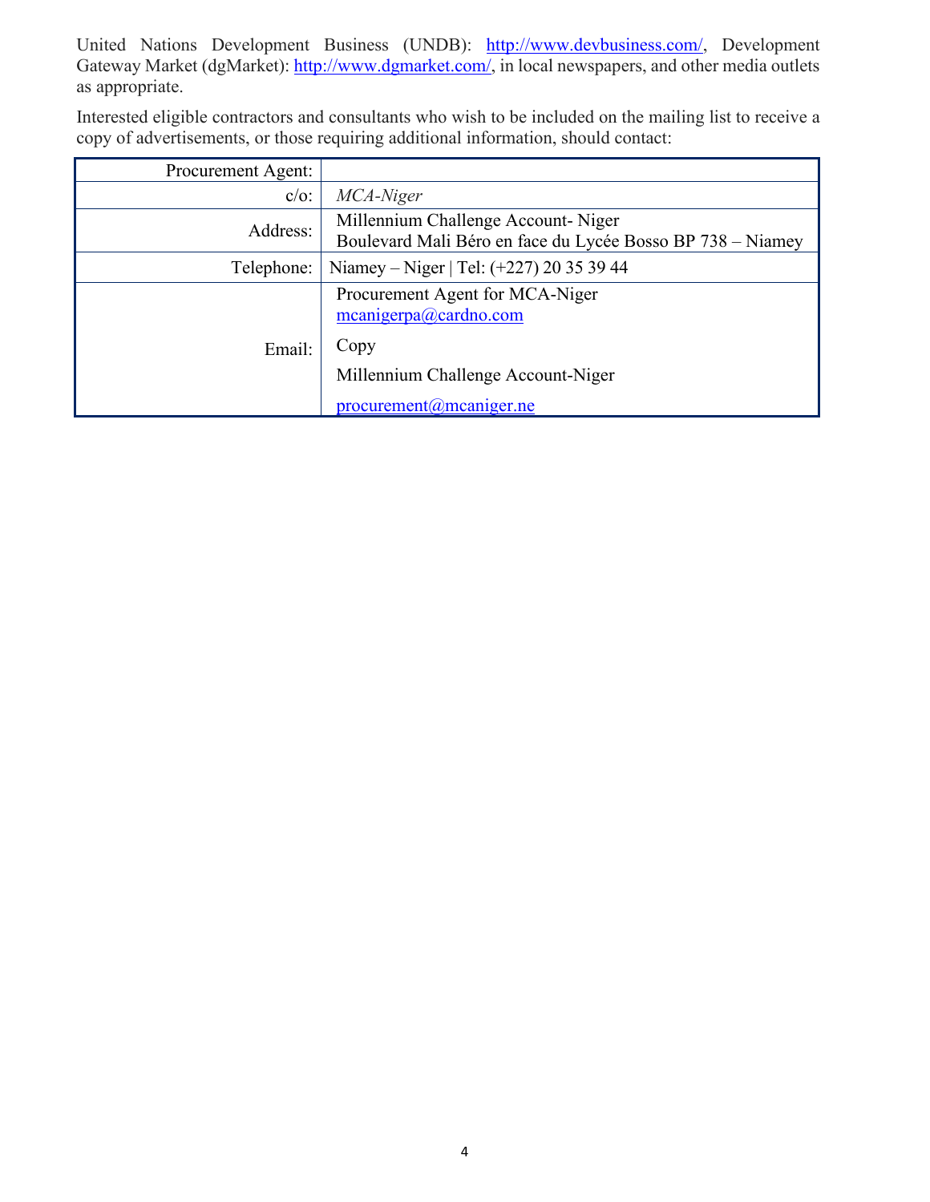United Nations Development Business (UNDB): http://www.devbusiness.com/, Development Gateway Market (dgMarket): http://www.dgmarket.com/, in local newspapers, and other media outlets as appropriate.

Interested eligible contractors and consultants who wish to be included on the mailing list to receive a copy of advertisements, or those requiring additional information, should contact:

| | |
|---|---|
| Procurement Agent: | |
| c/o: | *MCA-Niger* |
| Address: | Millennium Challenge Account- Niger<br>Boulevard Mali Béro en face du Lycée Bosso BP 738 – Niamey |
| Telephone: | Niamey – Niger \| Tel: (+227) 20 35 39 44 |
| Email: | Procurement Agent for MCA-Niger<br>mcanigerpa@cardno.com<br>Copy<br>Millennium Challenge Account-Niger<br>procurement@mcaniger.ne |